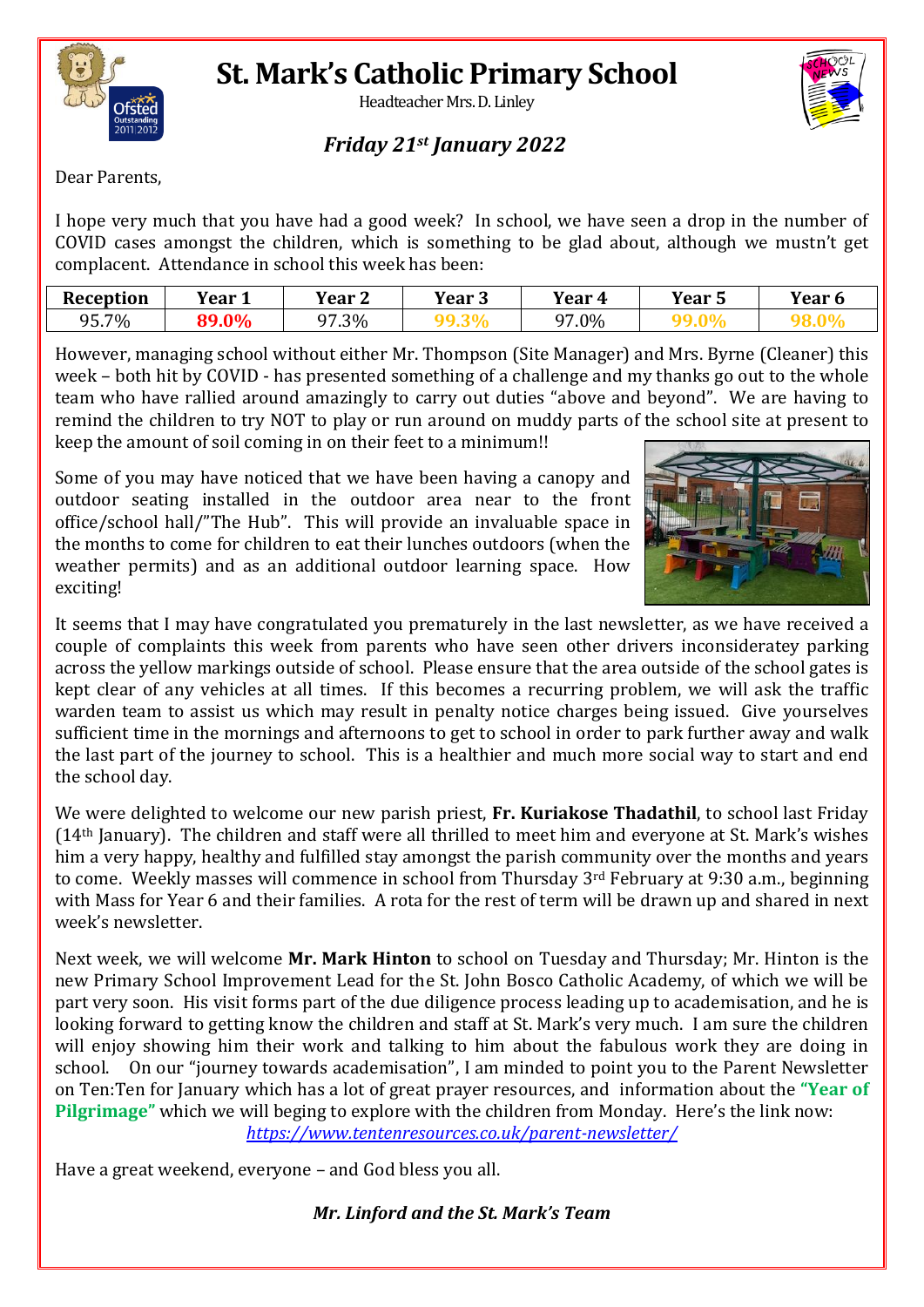# St. Mark's Catholic Primary School

Headteacher Mrs. D. Linley

***Friday 21st January 2022***

Dear Parents,

I hope very much that you have had a good week? In school, we have seen a drop in the number of COVID cases amongst the children, which is something to be glad about, although we mustn't get complacent. Attendance in school this week has been:

| Reception | Year 1 | Year 2 | Year 3 | Year 4 | Year 5 | Year 6 |
|---|---|---|---|---|---|---|
| 95.7% | **89.0%** | 97.3% | **99.3%** | 97.0% | **99.0%** | **98.0%** |

However, managing school without either Mr. Thompson (Site Manager) and Mrs. Byrne (Cleaner) this week – both hit by COVID - has presented something of a challenge and my thanks go out to the whole team who have rallied around amazingly to carry out duties "above and beyond". We are having to remind the children to try NOT to play or run around on muddy parts of the school site at present to keep the amount of soil coming in on their feet to a minimum!!

Some of you may have noticed that we have been having a canopy and outdoor seating installed in the outdoor area near to the front office/school hall/"The Hub". This will provide an invaluable space in the months to come for children to eat their lunches outdoors (when the weather permits) and as an additional outdoor learning space. How exciting!

It seems that I may have congratulated you prematurely in the last newsletter, as we have received a couple of complaints this week from parents who have seen other drivers inconsideratey parking across the yellow markings outside of school. Please ensure that the area outside of the school gates is kept clear of any vehicles at all times. If this becomes a recurring problem, we will ask the traffic warden team to assist us which may result in penalty notice charges being issued. Give yourselves sufficient time in the mornings and afternoons to get to school in order to park further away and walk the last part of the journey to school. This is a healthier and much more social way to start and end the school day.

We were delighted to welcome our new parish priest, **Fr. Kuriakose Thadathil**, to school last Friday (14th January). The children and staff were all thrilled to meet him and everyone at St. Mark's wishes him a very happy, healthy and fulfilled stay amongst the parish community over the months and years to come. Weekly masses will commence in school from Thursday 3rd February at 9:30 a.m., beginning with Mass for Year 6 and their families. A rota for the rest of term will be drawn up and shared in next week's newsletter.

Next week, we will welcome **Mr. Mark Hinton** to school on Tuesday and Thursday; Mr. Hinton is the new Primary School Improvement Lead for the St. John Bosco Catholic Academy, of which we will be part very soon. His visit forms part of the due diligence process leading up to academisation, and he is looking forward to getting know the children and staff at St. Mark's very much. I am sure the children will enjoy showing him their work and talking to him about the fabulous work they are doing in school. On our "journey towards academisation", I am minded to point you to the Parent Newsletter on Ten:Ten for January which has a lot of great prayer resources, and information about the **"Year of Pilgrimage"** which we will beging to explore with the children from Monday. Here's the link now:

*https://www.tentenresources.co.uk/parent-newsletter/*

Have a great weekend, everyone – and God bless you all.

***Mr. Linford and the St. Mark's Team***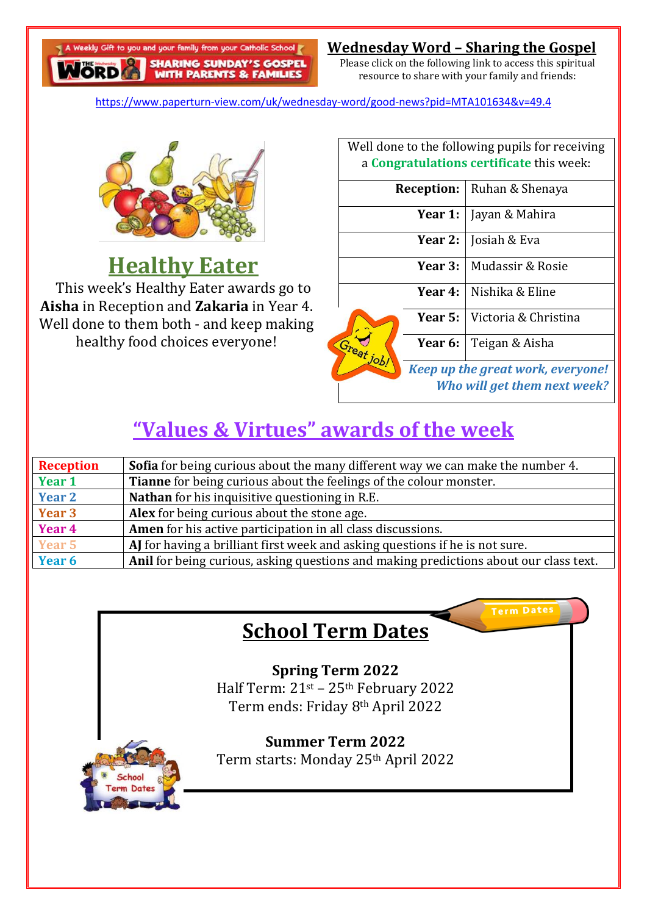## Wednesday Word – Sharing the Gospel

Please click on the following link to access this spiritual resource to share with your family and friends:

https://www.paperturn-view.com/uk/wednesday-word/good-news?pid=MTA101634&v=49.4

## Healthy Eater

This week's Healthy Eater awards go to **Aisha** in Reception and **Zakaria** in Year 4. Well done to them both - and keep making healthy food choices everyone!

Well done to the following pupils for receiving a **Congratulations certificate** this week:

| | |
|---|---|
| **Reception:** | Ruhan & Shenaya |
| **Year 1:** | Jayan & Mahira |
| **Year 2:** | Josiah & Eva |
| **Year 3:** | Mudassir & Rosie |
| **Year 4:** | Nishika & Eline |
| **Year 5:** | Victoria & Christina |
| **Year 6:** | Teigan & Aisha |

***Keep up the great work, everyone! Who will get them next week?***

## "Values & Virtues" awards of the week

| | |
|---|---|
| **Reception** | **Sofia** for being curious about the many different way we can make the number 4. |
| **Year 1** | **Tianne** for being curious about the feelings of the colour monster. |
| **Year 2** | **Nathan** for his inquisitive questioning in R.E. |
| **Year 3** | **Alex** for being curious about the stone age. |
| **Year 4** | **Amen** for his active participation in all class discussions. |
| **Year 5** | **AJ** for having a brilliant first week and asking questions if he is not sure. |
| **Year 6** | **Anil** for being curious, asking questions and making predictions about our class text. |

## School Term Dates

**Spring Term 2022**
Half Term: 21st – 25th February 2022
Term ends: Friday 8th April 2022

**Summer Term 2022**
Term starts: Monday 25th April 2022